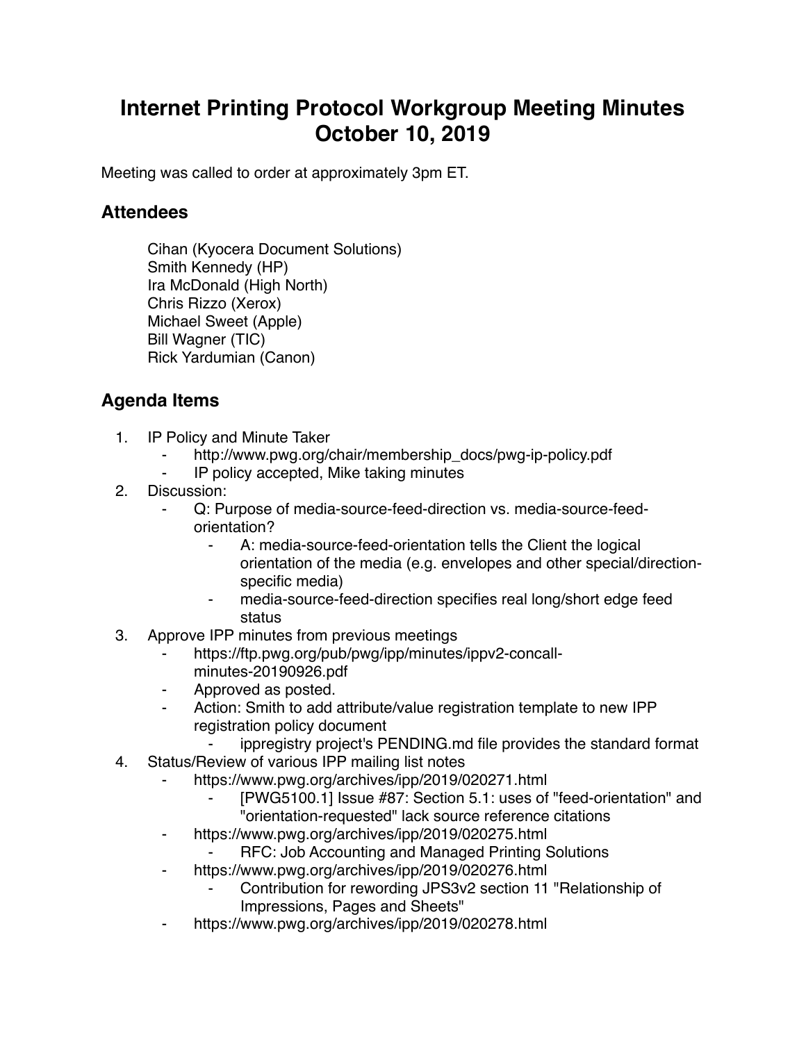# Internet Printing Protocol Workgroup Meeting Minutes October 10, 2019

Meeting was called to order at approximately 3pm ET.

## Attendees

Cihan (Kyocera Document Solutions)
Smith Kennedy (HP)
Ira McDonald (High North)
Chris Rizzo (Xerox)
Michael Sweet (Apple)
Bill Wagner (TIC)
Rick Yardumian (Canon)

## Agenda Items

1. IP Policy and Minute Taker
    - http://www.pwg.org/chair/membership_docs/pwg-ip-policy.pdf
    - IP policy accepted, Mike taking minutes
2. Discussion:
    - Q: Purpose of media-source-feed-direction vs. media-source-feed-orientation?
        - A: media-source-feed-orientation tells the Client the logical orientation of the media (e.g. envelopes and other special/direction-specific media)
        - media-source-feed-direction specifies real long/short edge feed status
3. Approve IPP minutes from previous meetings
    - https://ftp.pwg.org/pub/pwg/ipp/minutes/ippv2-concall-minutes-20190926.pdf
    - Approved as posted.
    - Action: Smith to add attribute/value registration template to new IPP registration policy document
        - ippregistry project's PENDING.md file provides the standard format
4. Status/Review of various IPP mailing list notes
    - https://www.pwg.org/archives/ipp/2019/020271.html
        - [PWG5100.1] Issue #87: Section 5.1: uses of "feed-orientation" and "orientation-requested" lack source reference citations
    - https://www.pwg.org/archives/ipp/2019/020275.html
        - RFC: Job Accounting and Managed Printing Solutions
    - https://www.pwg.org/archives/ipp/2019/020276.html
        - Contribution for rewording JPS3v2 section 11 "Relationship of Impressions, Pages and Sheets"
    - https://www.pwg.org/archives/ipp/2019/020278.html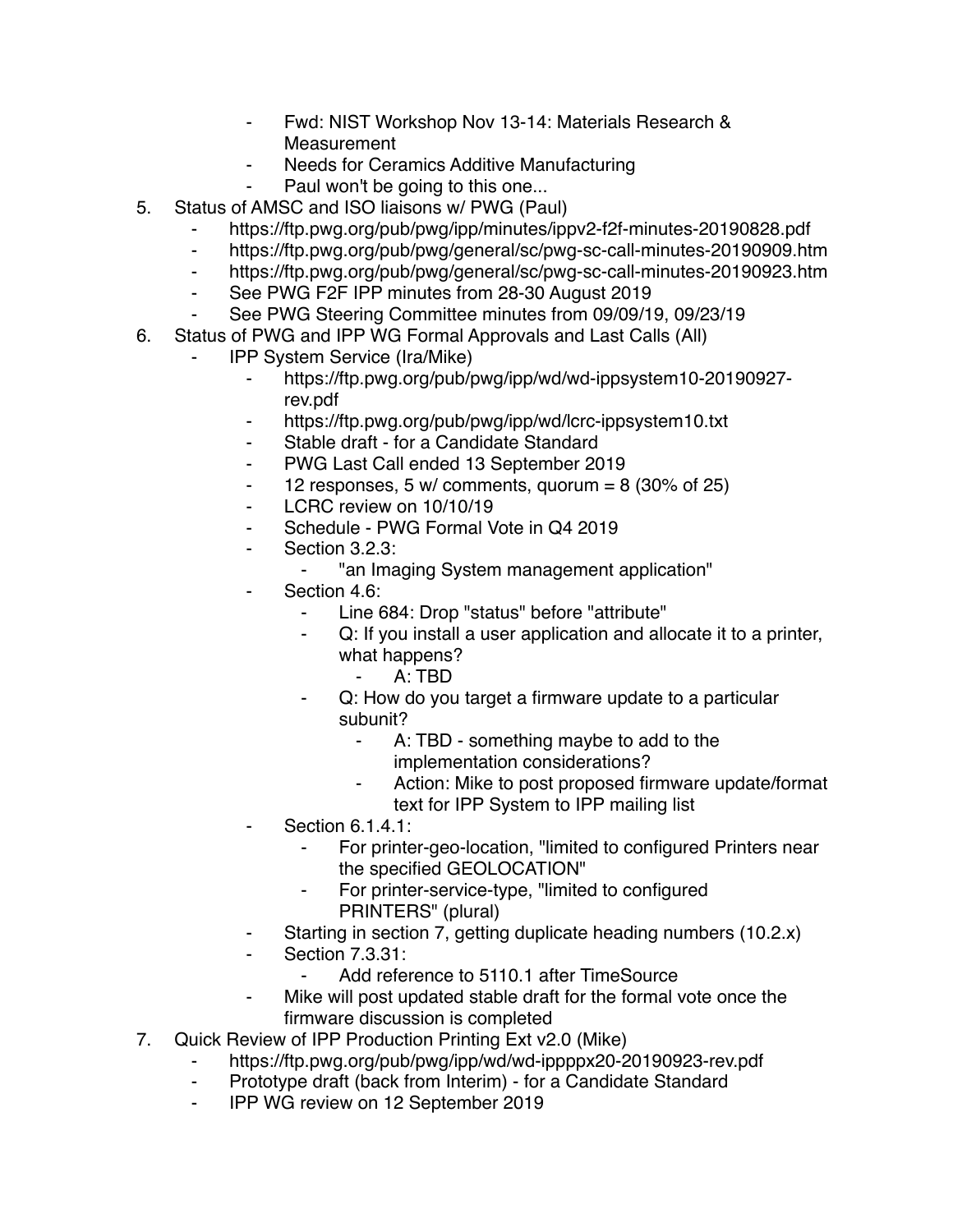- Fwd: NIST Workshop Nov 13-14: Materials Research & Measurement
    - Needs for Ceramics Additive Manufacturing
    - Paul won't be going to this one...

5. Status of AMSC and ISO liaisons w/ PWG (Paul)
    - https://ftp.pwg.org/pub/pwg/ipp/minutes/ippv2-f2f-minutes-20190828.pdf
    - https://ftp.pwg.org/pub/pwg/general/sc/pwg-sc-call-minutes-20190909.htm
    - https://ftp.pwg.org/pub/pwg/general/sc/pwg-sc-call-minutes-20190923.htm
    - See PWG F2F IPP minutes from 28-30 August 2019
    - See PWG Steering Committee minutes from 09/09/19, 09/23/19
6. Status of PWG and IPP WG Formal Approvals and Last Calls (All)
    - IPP System Service (Ira/Mike)
        - https://ftp.pwg.org/pub/pwg/ipp/wd/wd-ippsystem10-20190927-rev.pdf
        - https://ftp.pwg.org/pub/pwg/ipp/wd/lcrc-ippsystem10.txt
        - Stable draft - for a Candidate Standard
        - PWG Last Call ended 13 September 2019
        - 12 responses, 5 w/ comments, quorum = 8 (30% of 25)
        - LCRC review on 10/10/19
        - Schedule - PWG Formal Vote in Q4 2019
        - Section 3.2.3:
            - "an Imaging System management application"
        - Section 4.6:
            - Line 684: Drop "status" before "attribute"
            - Q: If you install a user application and allocate it to a printer, what happens?
                - A: TBD
            - Q: How do you target a firmware update to a particular subunit?
                - A: TBD - something maybe to add to the implementation considerations?
                - Action: Mike to post proposed firmware update/format text for IPP System to IPP mailing list
        - Section 6.1.4.1:
            - For printer-geo-location, "limited to configured Printers near the specified GEOLOCATION"
            - For printer-service-type, "limited to configured PRINTERS" (plural)
        - Starting in section 7, getting duplicate heading numbers (10.2.x)
        - Section 7.3.31:
            - Add reference to 5110.1 after TimeSource
        - Mike will post updated stable draft for the formal vote once the firmware discussion is completed
7. Quick Review of IPP Production Printing Ext v2.0 (Mike)
    - https://ftp.pwg.org/pub/pwg/ipp/wd/wd-ippppx20-20190923-rev.pdf
    - Prototype draft (back from Interim) - for a Candidate Standard
    - IPP WG review on 12 September 2019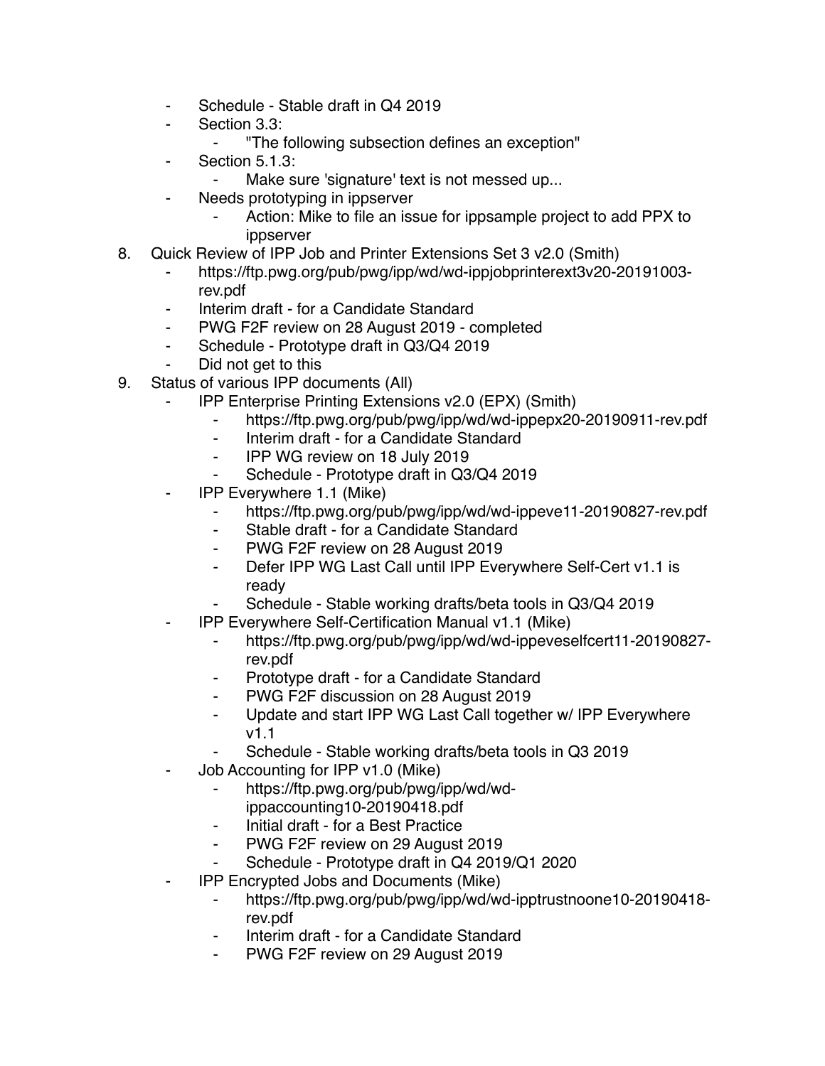- Schedule - Stable draft in Q4 2019
- Section 3.3:
    - "The following subsection defines an exception"
- Section 5.1.3:
    - Make sure 'signature' text is not messed up...
- Needs prototyping in ippserver
    - Action: Mike to file an issue for ippsample project to add PPX to ippserver

8. Quick Review of IPP Job and Printer Extensions Set 3 v2.0 (Smith)
    - https://ftp.pwg.org/pub/pwg/ipp/wd/wd-ippjobprinterext3v20-20191003-rev.pdf
    - Interim draft - for a Candidate Standard
    - PWG F2F review on 28 August 2019 - completed
    - Schedule - Prototype draft in Q3/Q4 2019
    - Did not get to this
9. Status of various IPP documents (All)
    - IPP Enterprise Printing Extensions v2.0 (EPX) (Smith)
        - https://ftp.pwg.org/pub/pwg/ipp/wd/wd-ippepx20-20190911-rev.pdf
        - Interim draft - for a Candidate Standard
        - IPP WG review on 18 July 2019
        - Schedule - Prototype draft in Q3/Q4 2019
    - IPP Everywhere 1.1 (Mike)
        - https://ftp.pwg.org/pub/pwg/ipp/wd/wd-ippeve11-20190827-rev.pdf
        - Stable draft - for a Candidate Standard
        - PWG F2F review on 28 August 2019
        - Defer IPP WG Last Call until IPP Everywhere Self-Cert v1.1 is ready
        - Schedule - Stable working drafts/beta tools in Q3/Q4 2019
    - IPP Everywhere Self-Certification Manual v1.1 (Mike)
        - https://ftp.pwg.org/pub/pwg/ipp/wd/wd-ippeveselfcert11-20190827-rev.pdf
        - Prototype draft - for a Candidate Standard
        - PWG F2F discussion on 28 August 2019
        - Update and start IPP WG Last Call together w/ IPP Everywhere v1.1
        - Schedule - Stable working drafts/beta tools in Q3 2019
    - Job Accounting for IPP v1.0 (Mike)
        - https://ftp.pwg.org/pub/pwg/ipp/wd/wd-ippaccounting10-20190418.pdf
        - Initial draft - for a Best Practice
        - PWG F2F review on 29 August 2019
        - Schedule - Prototype draft in Q4 2019/Q1 2020
    - IPP Encrypted Jobs and Documents (Mike)
        - https://ftp.pwg.org/pub/pwg/ipp/wd/wd-ipptrustnoone10-20190418-rev.pdf
        - Interim draft - for a Candidate Standard
        - PWG F2F review on 29 August 2019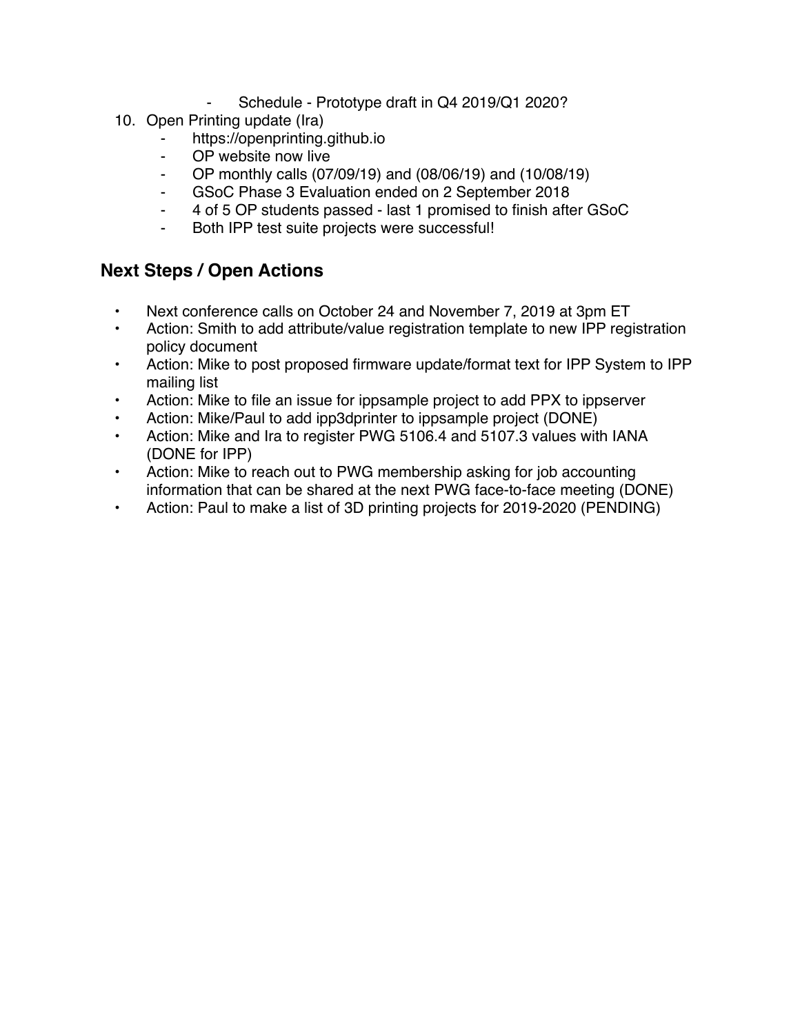- Schedule - Prototype draft in Q4 2019/Q1 2020?

10. Open Printing update (Ira)
    - https://openprinting.github.io
    - OP website now live
    - OP monthly calls (07/09/19) and (08/06/19) and (10/08/19)
    - GSoC Phase 3 Evaluation ended on 2 September 2018
    - 4 of 5 OP students passed - last 1 promised to finish after GSoC
    - Both IPP test suite projects were successful!

## Next Steps / Open Actions

- Next conference calls on October 24 and November 7, 2019 at 3pm ET
- Action: Smith to add attribute/value registration template to new IPP registration policy document
- Action: Mike to post proposed firmware update/format text for IPP System to IPP mailing list
- Action: Mike to file an issue for ippsample project to add PPX to ippserver
- Action: Mike/Paul to add ipp3dprinter to ippsample project (DONE)
- Action: Mike and Ira to register PWG 5106.4 and 5107.3 values with IANA (DONE for IPP)
- Action: Mike to reach out to PWG membership asking for job accounting information that can be shared at the next PWG face-to-face meeting (DONE)
- Action: Paul to make a list of 3D printing projects for 2019-2020 (PENDING)